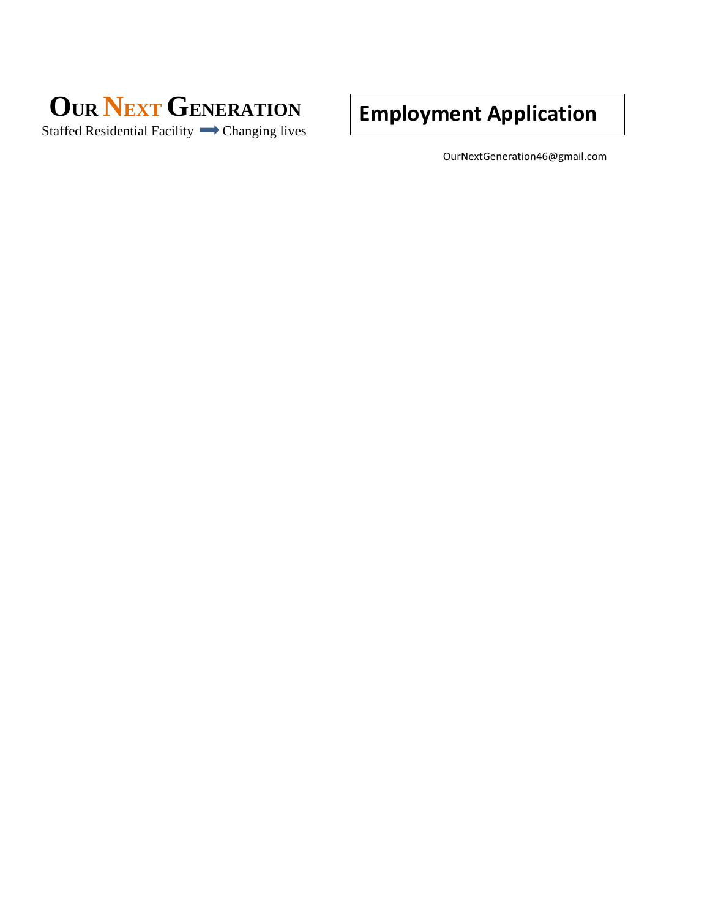# Our Next Generation

Staffed Residential Facility ➡ Changing lives

## Employment Application

OurNextGeneration46@gmail.com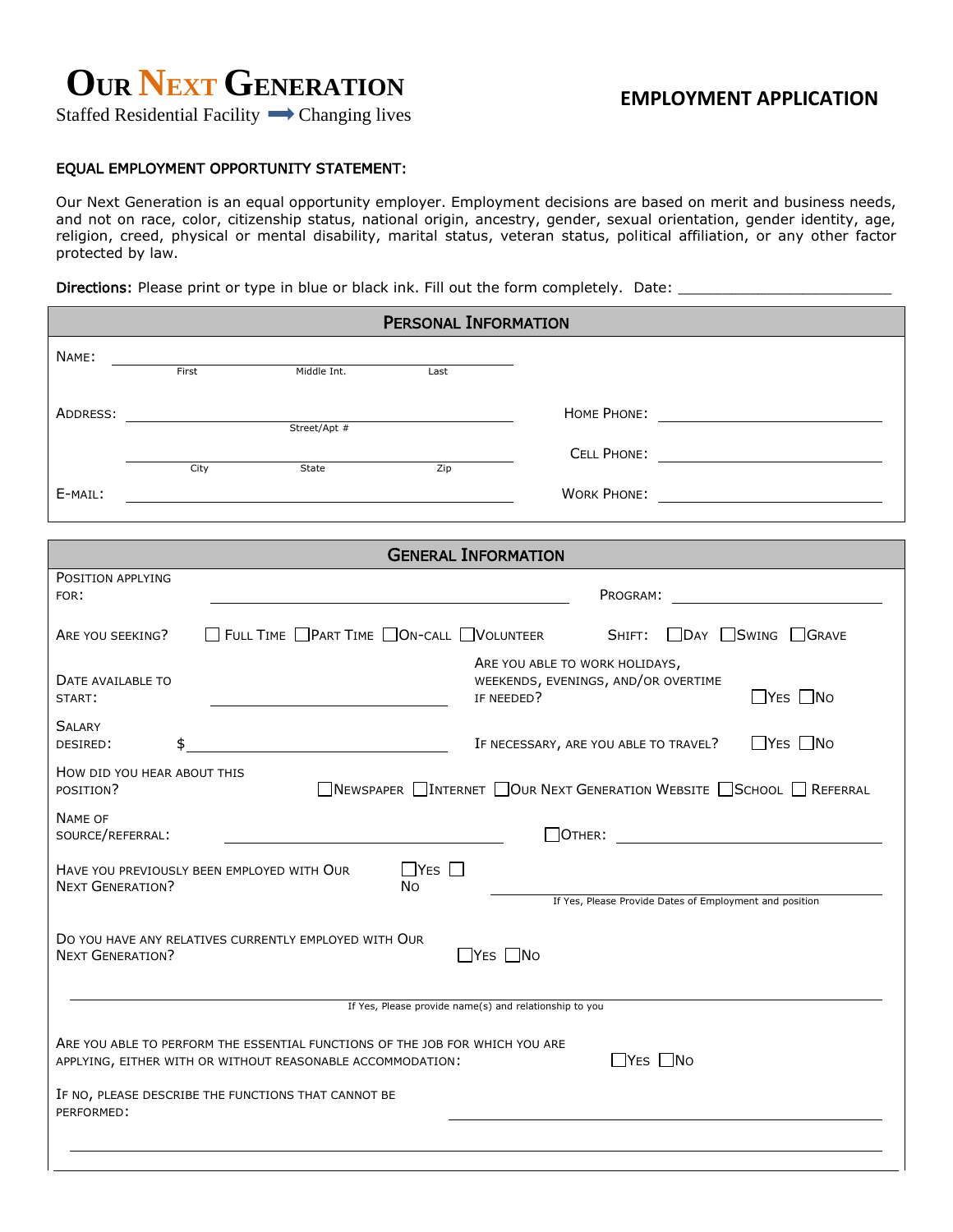# OUR NEXT GENERATION

Staffed Residential Facility ➡ Changing lives

## EMPLOYMENT APPLICATION

**EQUAL EMPLOYMENT OPPORTUNITY STATEMENT:**

Our Next Generation is an equal opportunity employer. Employment decisions are based on merit and business needs, and not on race, color, citizenship status, national origin, ancestry, gender, sexual orientation, gender identity, age, religion, creed, physical or mental disability, marital status, veteran status, political affiliation, or any other factor protected by law.

**Directions:** Please print or type in blue or black ink. Fill out the form completely. Date: ______________________

### PERSONAL INFORMATION

NAME: ________________________________________
First Middle Int. Last

ADDRESS: ________________________________________
Street/Apt #

________________________________________
City State Zip

E-MAIL: ________________________________________

HOME PHONE: ______________________

CELL PHONE: ______________________

WORK PHONE: ______________________

### GENERAL INFORMATION

POSITION APPLYING FOR: ______________________ PROGRAM: ______________________

ARE YOU SEEKING? ☐ FULL TIME ☐ PART TIME ☐ ON-CALL ☐ VOLUNTEER SHIFT: ☐ DAY ☐ SWING ☐ GRAVE

DATE AVAILABLE TO START: ______________________

ARE YOU ABLE TO WORK HOLIDAYS, WEEKENDS, EVENINGS, AND/OR OVERTIME IF NEEDED? ☐ YES ☐ NO

SALARY DESIRED: $ ______________________

IF NECESSARY, ARE YOU ABLE TO TRAVEL? ☐ YES ☐ NO

HOW DID YOU HEAR ABOUT THIS POSITION? ☐ NEWSPAPER ☐ INTERNET ☐ OUR NEXT GENERATION WEBSITE ☐ SCHOOL ☐ REFERRAL

NAME OF SOURCE/REFERRAL: ______________________ ☐ OTHER: ______________________

HAVE YOU PREVIOUSLY BEEN EMPLOYED WITH OUR NEXT GENERATION? ☐ YES ☐ NO ______________________
If Yes, Please Provide Dates of Employment and position

DO YOU HAVE ANY RELATIVES CURRENTLY EMPLOYED WITH OUR NEXT GENERATION? ☐ YES ☐ NO

________________________________________
If Yes, Please provide name(s) and relationship to you

ARE YOU ABLE TO PERFORM THE ESSENTIAL FUNCTIONS OF THE JOB FOR WHICH YOU ARE APPLYING, EITHER WITH OR WITHOUT REASONABLE ACCOMMODATION: ☐ YES ☐ NO

IF NO, PLEASE DESCRIBE THE FUNCTIONS THAT CANNOT BE PERFORMED: ______________________

________________________________________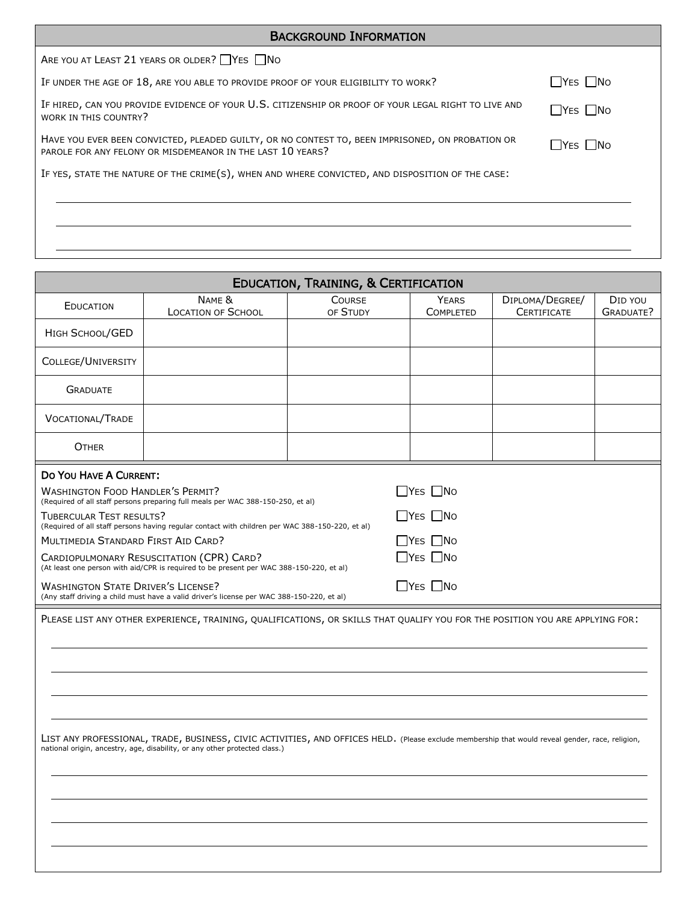## Background Information

Are you at least 21 years or older? ☐ Yes ☐ No

If under the age of 18, are you able to provide proof of your eligibility to work? ☐ Yes ☐ No

If hired, can you provide evidence of your U.S. citizenship or proof of your legal right to live and work in this country? ☐ Yes ☐ No

Have you ever been convicted, pleaded guilty, or no contest to, been imprisoned, on probation or parole for any felony or misdemeanor in the last 10 years? ☐ Yes ☐ No

If yes, state the nature of the crime(s), when and where convicted, and disposition of the case:

______________________________________________________________________________

______________________________________________________________________________

______________________________________________________________________________

## Education, Training, & Certification

| Education | Name & Location of School | Course of Study | Years Completed | Diploma/Degree/ Certificate | Did you Graduate? |
|---|---|---|---|---|---|
| High School/GED | | | | | |
| College/University | | | | | |
| Graduate | | | | | |
| Vocational/Trade | | | | | |
| Other | | | | | |

### Do You Have A Current:

Washington Food Handler's Permit? ☐ Yes ☐ No
(Required of all staff persons preparing full meals per WAC 388-150-250, et al)

Tubercular Test results? ☐ Yes ☐ No
(Required of all staff persons having regular contact with children per WAC 388-150-220, et al)

Multimedia Standard First Aid Card? ☐ Yes ☐ No

Cardiopulmonary Resuscitation (CPR) Card? ☐ Yes ☐ No
(At least one person with aid/CPR is required to be present per WAC 388-150-220, et al)

Washington State Driver's License? ☐ Yes ☐ No
(Any staff driving a child must have a valid driver's license per WAC 388-150-220, et al)

Please list any other experience, training, qualifications, or skills that qualify you for the position you are applying for:

______________________________________________________________________________

______________________________________________________________________________

______________________________________________________________________________

______________________________________________________________________________

List any professional, trade, business, civic activities, and offices held. (Please exclude membership that would reveal gender, race, religion, national origin, ancestry, age, disability, or any other protected class.)

______________________________________________________________________________

______________________________________________________________________________

______________________________________________________________________________

______________________________________________________________________________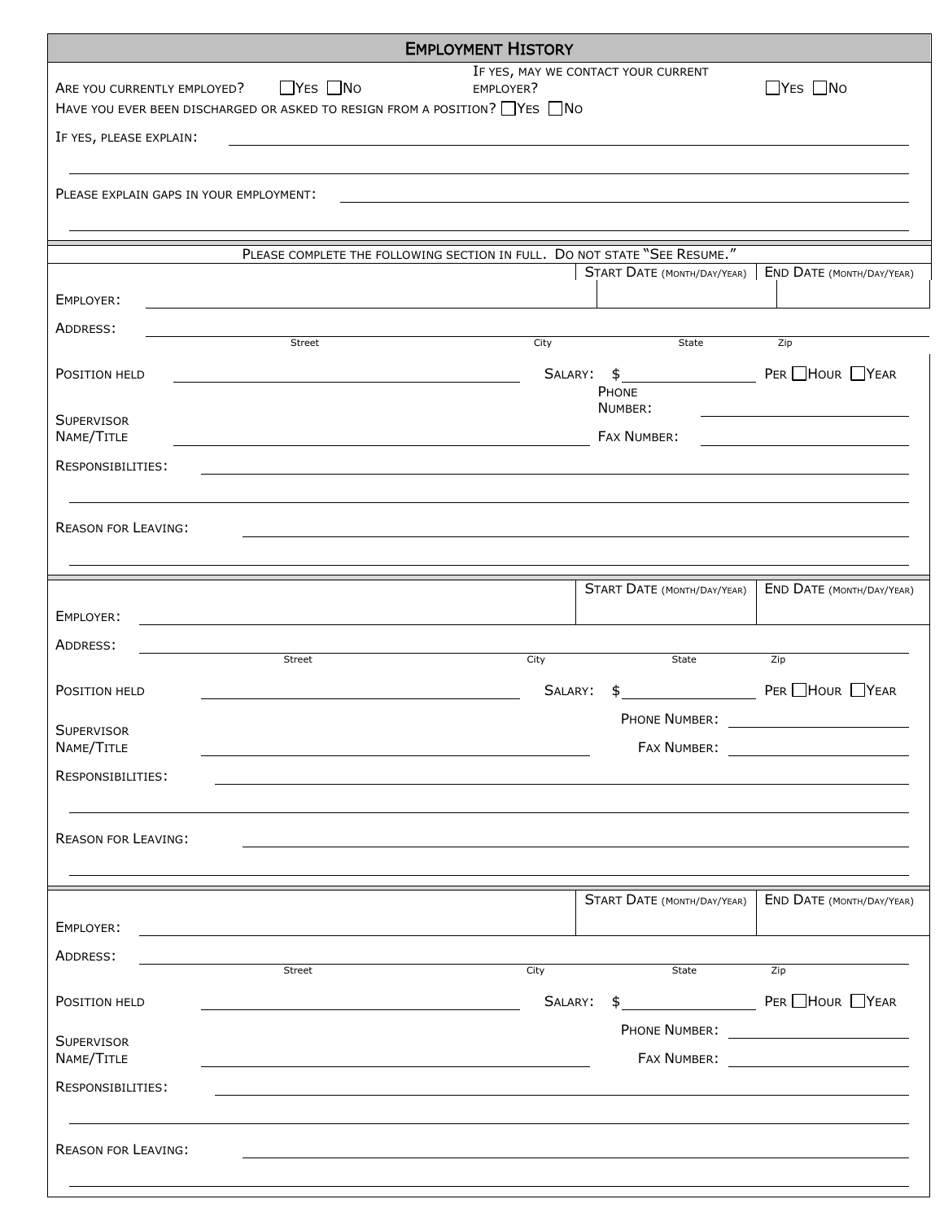## Employment History

Are you currently employed? ☐ Yes ☐ No    If yes, may we contact your current employer? ☐ Yes ☐ No

Have you ever been discharged or asked to resign from a position? ☐ Yes ☐ No

If yes, please explain: ______________________________________________

______________________________________________

Please explain gaps in your employment: ______________________________________________

______________________________________________

---

Please complete the following section in full. Do not state "See Resume."

| | Start Date (Month/Day/Year) | End Date (Month/Day/Year) |
|---|---|---|
| Employer: | | |

Address: ______________________________________________
Street    City    State    Zip

Position held ____________________    Salary: $__________ Per ☐ Hour ☐ Year

Phone Number: ____________________

Supervisor Name/Title ____________________    Fax Number: ____________________

Responsibilities: ______________________________________________

______________________________________________

Reason for Leaving: ______________________________________________

______________________________________________

---

| | Start Date (Month/Day/Year) | End Date (Month/Day/Year) |
|---|---|---|
| Employer: | | |

Address: ______________________________________________
Street    City    State    Zip

Position held ____________________    Salary: $__________ Per ☐ Hour ☐ Year

Phone Number: ____________________

Supervisor Name/Title ____________________    Fax Number: ____________________

Responsibilities: ______________________________________________

______________________________________________

Reason for Leaving: ______________________________________________

______________________________________________

---

| | Start Date (Month/Day/Year) | End Date (Month/Day/Year) |
|---|---|---|
| Employer: | | |

Address: ______________________________________________
Street    City    State    Zip

Position held ____________________    Salary: $__________ Per ☐ Hour ☐ Year

Phone Number: ____________________

Supervisor Name/Title ____________________    Fax Number: ____________________

Responsibilities: ______________________________________________

______________________________________________

Reason for Leaving: ______________________________________________

______________________________________________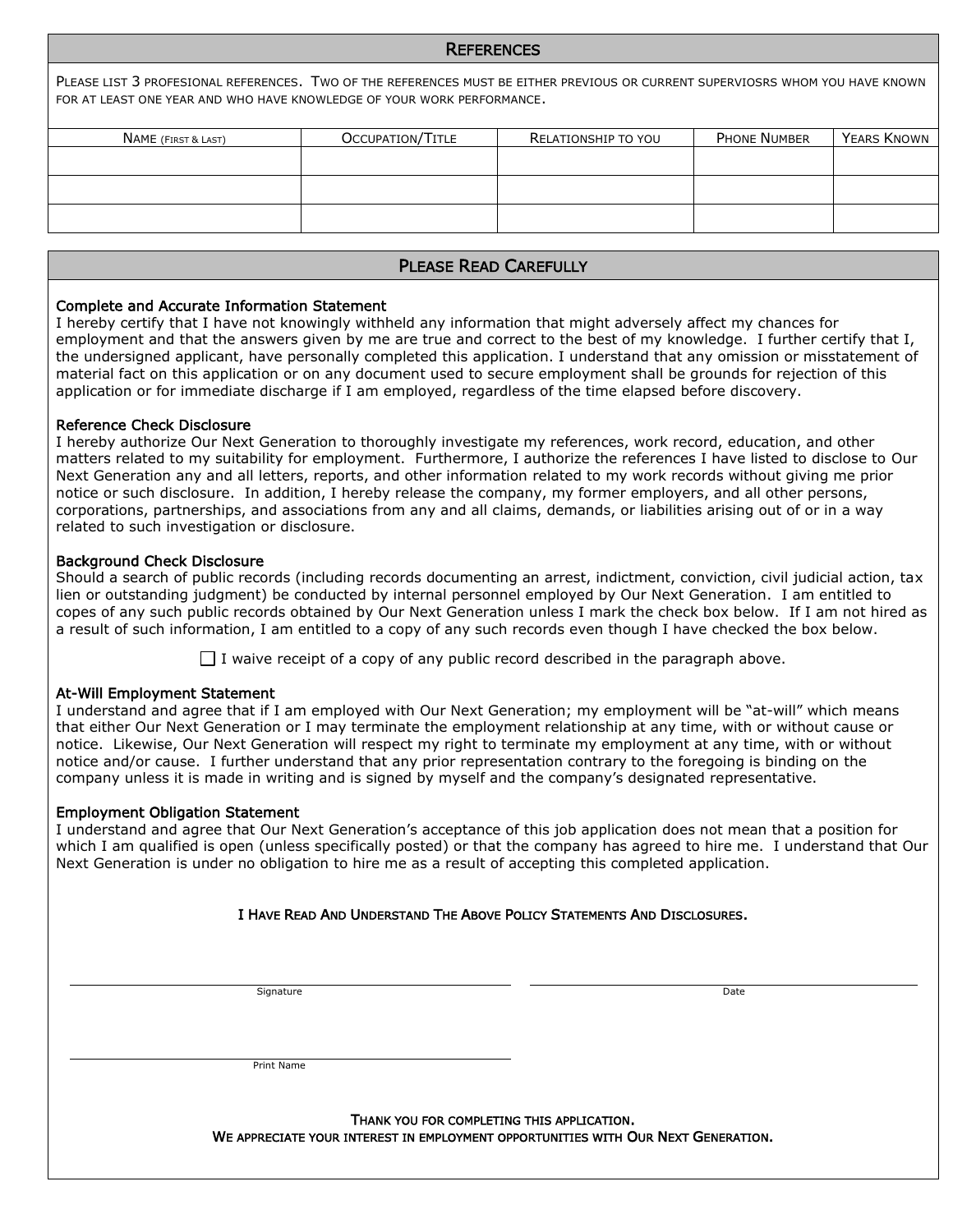## References

Please list 3 profesional references. Two of the references must be either previous or current superviosrs whom you have known for at least one year and who have knowledge of your work performance.

| Name (First & Last) | Occupation/Title | Relationship to you | Phone Number | Years Known |
|---|---|---|---|---|
| | | | | |
| | | | | |
| | | | | |

## Please Read Carefully

**Complete and Accurate Information Statement**
I hereby certify that I have not knowingly withheld any information that might adversely affect my chances for employment and that the answers given by me are true and correct to the best of my knowledge. I further certify that I, the undersigned applicant, have personally completed this application. I understand that any omission or misstatement of material fact on this application or on any document used to secure employment shall be grounds for rejection of this application or for immediate discharge if I am employed, regardless of the time elapsed before discovery.

**Reference Check Disclosure**
I hereby authorize Our Next Generation to thoroughly investigate my references, work record, education, and other matters related to my suitability for employment. Furthermore, I authorize the references I have listed to disclose to Our Next Generation any and all letters, reports, and other information related to my work records without giving me prior notice or such disclosure. In addition, I hereby release the company, my former employers, and all other persons, corporations, partnerships, and associations from any and all claims, demands, or liabilities arising out of or in a way related to such investigation or disclosure.

**Background Check Disclosure**
Should a search of public records (including records documenting an arrest, indictment, conviction, civil judicial action, tax lien or outstanding judgment) be conducted by internal personnel employed by Our Next Generation. I am entitled to copes of any such public records obtained by Our Next Generation unless I mark the check box below. If I am not hired as a result of such information, I am entitled to a copy of any such records even though I have checked the box below.

☐ I waive receipt of a copy of any public record described in the paragraph above.

**At-Will Employment Statement**
I understand and agree that if I am employed with Our Next Generation; my employment will be "at-will" which means that either Our Next Generation or I may terminate the employment relationship at any time, with or without cause or notice. Likewise, Our Next Generation will respect my right to terminate my employment at any time, with or without notice and/or cause. I further understand that any prior representation contrary to the foregoing is binding on the company unless it is made in writing and is signed by myself and the company's designated representative.

**Employment Obligation Statement**
I understand and agree that Our Next Generation's acceptance of this job application does not mean that a position for which I am qualified is open (unless specifically posted) or that the company has agreed to hire me. I understand that Our Next Generation is under no obligation to hire me as a result of accepting this completed application.

**I Have Read And Understand The Above Policy Statements And Disclosures.**

______________________________ Signature

______________________________ Date

______________________________ Print Name

Thank you for completing this application.
**We appreciate your interest in employment opportunities with Our Next Generation.**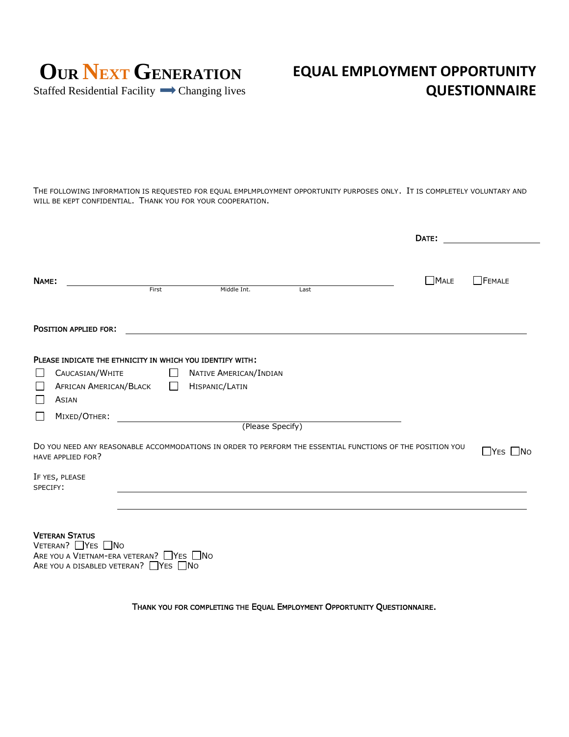# Our Next Generation

Staffed Residential Facility ➡ Changing lives

# EQUAL EMPLOYMENT OPPORTUNITY QUESTIONNAIRE

THE FOLLOWING INFORMATION IS REQUESTED FOR EQUAL EMPLMPLOYMENT OPPORTUNITY PURPOSES ONLY. IT IS COMPLETELY VOLUNTARY AND WILL BE KEPT CONFIDENTIAL. THANK YOU FOR YOUR COOPERATION.

**DATE:** ____________________

**NAME:** ______________________________________________________ ☐ MALE ☐ FEMALE

First Middle Int. Last

**POSITION APPLIED FOR:** ______________________________________________________

**PLEASE INDICATE THE ETHNICITY IN WHICH YOU IDENTIFY WITH:**

☐ CAUCASIAN/WHITE ☐ NATIVE AMERICAN/INDIAN

☐ AFRICAN AMERICAN/BLACK ☐ HISPANIC/LATIN

☐ ASIAN

☐ MIXED/OTHER: ______________________________________________

(Please Specify)

DO YOU NEED ANY REASONABLE ACCOMMODATIONS IN ORDER TO PERFORM THE ESSENTIAL FUNCTIONS OF THE POSITION YOU HAVE APPLIED FOR? ☐ YES ☐ NO

IF YES, PLEASE SPECIFY: ______________________________________________________

______________________________________________________

**VETERAN STATUS**

VETERAN? ☐ YES ☐ NO

ARE YOU A VIETNAM-ERA VETERAN? ☐ YES ☐ NO

ARE YOU A DISABLED VETERAN? ☐ YES ☐ NO

**THANK YOU FOR COMPLETING THE EQUAL EMPLOYMENT OPPORTUNITY QUESTIONNAIRE.**